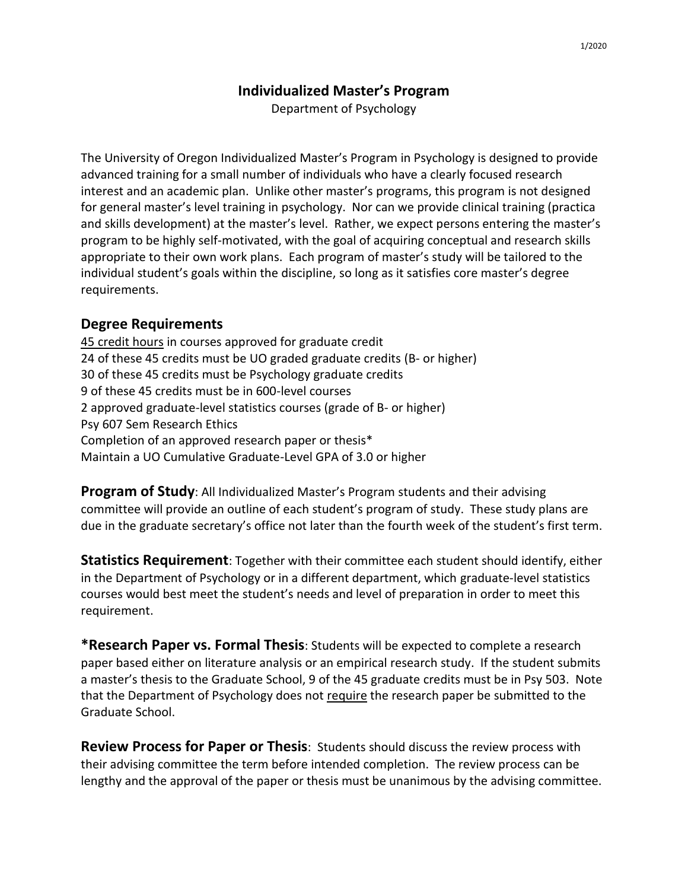# Individualized Master's Program

Department of Psychology

The University of Oregon Individualized Master's Program in Psychology is designed to provide advanced training for a small number of individuals who have a clearly focused research interest and an academic plan. Unlike other master's programs, this program is not designed for general master's level training in psychology. Nor can we provide clinical training (practica and skills development) at the master's level. Rather, we expect persons entering the master's program to be highly self-motivated, with the goal of acquiring conceptual and research skills appropriate to their own work plans. Each program of master's study will be tailored to the individual student's goals within the discipline, so long as it satisfies core master's degree requirements.

## Degree Requirements

<u>45 credit hours</u> in courses approved for graduate credit
24 of these 45 credits must be UO graded graduate credits (B- or higher)
30 of these 45 credits must be Psychology graduate credits
9 of these 45 credits must be in 600-level courses
2 approved graduate-level statistics courses (grade of B- or higher)
Psy 607 Sem Research Ethics
Completion of an approved research paper or thesis*
Maintain a UO Cumulative Graduate-Level GPA of 3.0 or higher

**Program of Study**: All Individualized Master's Program students and their advising committee will provide an outline of each student's program of study. These study plans are due in the graduate secretary's office not later than the fourth week of the student's first term.

**Statistics Requirement**: Together with their committee each student should identify, either in the Department of Psychology or in a different department, which graduate-level statistics courses would best meet the student's needs and level of preparation in order to meet this requirement.

***Research Paper vs. Formal Thesis**: Students will be expected to complete a research paper based either on literature analysis or an empirical research study. If the student submits a master's thesis to the Graduate School, 9 of the 45 graduate credits must be in Psy 503. Note that the Department of Psychology does not <u>require</u> the research paper be submitted to the Graduate School.

**Review Process for Paper or Thesis**: Students should discuss the review process with their advising committee the term before intended completion. The review process can be lengthy and the approval of the paper or thesis must be unanimous by the advising committee.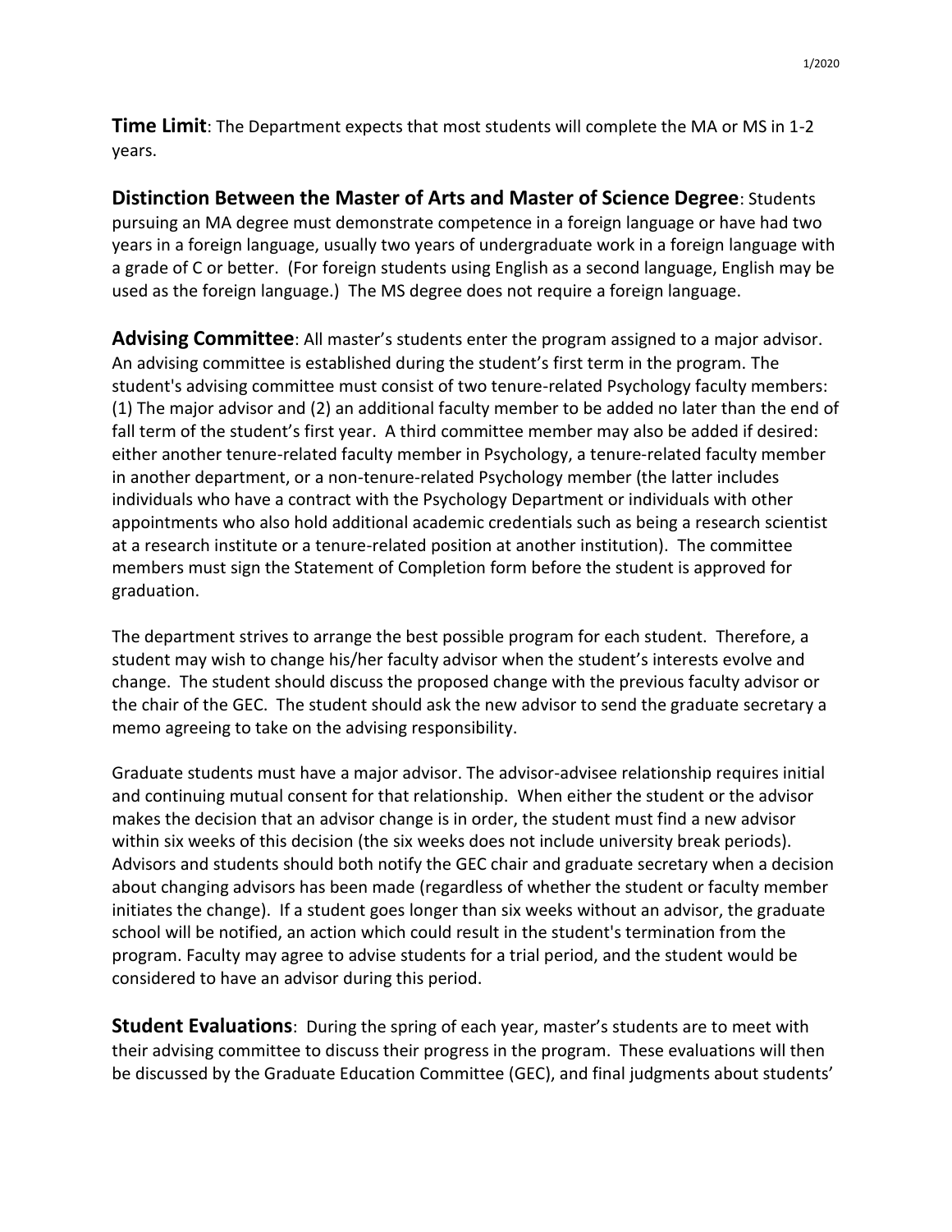**Time Limit**: The Department expects that most students will complete the MA or MS in 1-2 years.

**Distinction Between the Master of Arts and Master of Science Degree**: Students pursuing an MA degree must demonstrate competence in a foreign language or have had two years in a foreign language, usually two years of undergraduate work in a foreign language with a grade of C or better. (For foreign students using English as a second language, English may be used as the foreign language.) The MS degree does not require a foreign language.

**Advising Committee**: All master's students enter the program assigned to a major advisor. An advising committee is established during the student's first term in the program. The student's advising committee must consist of two tenure-related Psychology faculty members: (1) The major advisor and (2) an additional faculty member to be added no later than the end of fall term of the student's first year. A third committee member may also be added if desired: either another tenure-related faculty member in Psychology, a tenure-related faculty member in another department, or a non-tenure-related Psychology member (the latter includes individuals who have a contract with the Psychology Department or individuals with other appointments who also hold additional academic credentials such as being a research scientist at a research institute or a tenure-related position at another institution). The committee members must sign the Statement of Completion form before the student is approved for graduation.

The department strives to arrange the best possible program for each student. Therefore, a student may wish to change his/her faculty advisor when the student's interests evolve and change. The student should discuss the proposed change with the previous faculty advisor or the chair of the GEC. The student should ask the new advisor to send the graduate secretary a memo agreeing to take on the advising responsibility.

Graduate students must have a major advisor. The advisor-advisee relationship requires initial and continuing mutual consent for that relationship. When either the student or the advisor makes the decision that an advisor change is in order, the student must find a new advisor within six weeks of this decision (the six weeks does not include university break periods). Advisors and students should both notify the GEC chair and graduate secretary when a decision about changing advisors has been made (regardless of whether the student or faculty member initiates the change). If a student goes longer than six weeks without an advisor, the graduate school will be notified, an action which could result in the student's termination from the program. Faculty may agree to advise students for a trial period, and the student would be considered to have an advisor during this period.

**Student Evaluations**: During the spring of each year, master's students are to meet with their advising committee to discuss their progress in the program. These evaluations will then be discussed by the Graduate Education Committee (GEC), and final judgments about students'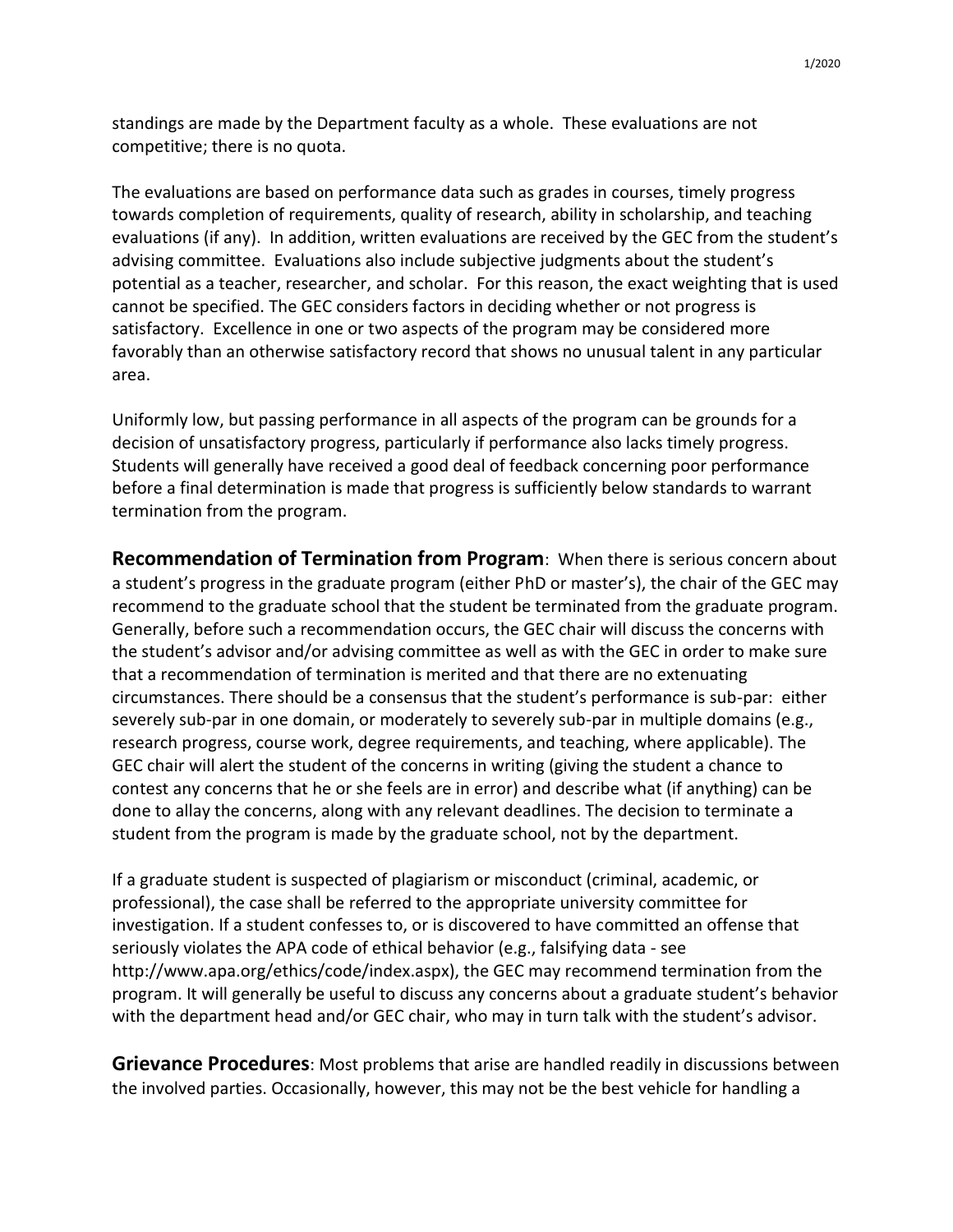standings are made by the Department faculty as a whole. These evaluations are not competitive; there is no quota.

The evaluations are based on performance data such as grades in courses, timely progress towards completion of requirements, quality of research, ability in scholarship, and teaching evaluations (if any). In addition, written evaluations are received by the GEC from the student's advising committee. Evaluations also include subjective judgments about the student's potential as a teacher, researcher, and scholar. For this reason, the exact weighting that is used cannot be specified. The GEC considers factors in deciding whether or not progress is satisfactory. Excellence in one or two aspects of the program may be considered more favorably than an otherwise satisfactory record that shows no unusual talent in any particular area.

Uniformly low, but passing performance in all aspects of the program can be grounds for a decision of unsatisfactory progress, particularly if performance also lacks timely progress. Students will generally have received a good deal of feedback concerning poor performance before a final determination is made that progress is sufficiently below standards to warrant termination from the program.

**Recommendation of Termination from Program**: When there is serious concern about a student's progress in the graduate program (either PhD or master's), the chair of the GEC may recommend to the graduate school that the student be terminated from the graduate program. Generally, before such a recommendation occurs, the GEC chair will discuss the concerns with the student's advisor and/or advising committee as well as with the GEC in order to make sure that a recommendation of termination is merited and that there are no extenuating circumstances. There should be a consensus that the student's performance is sub-par: either severely sub-par in one domain, or moderately to severely sub-par in multiple domains (e.g., research progress, course work, degree requirements, and teaching, where applicable). The GEC chair will alert the student of the concerns in writing (giving the student a chance to contest any concerns that he or she feels are in error) and describe what (if anything) can be done to allay the concerns, along with any relevant deadlines. The decision to terminate a student from the program is made by the graduate school, not by the department.

If a graduate student is suspected of plagiarism or misconduct (criminal, academic, or professional), the case shall be referred to the appropriate university committee for investigation. If a student confesses to, or is discovered to have committed an offense that seriously violates the APA code of ethical behavior (e.g., falsifying data - see http://www.apa.org/ethics/code/index.aspx), the GEC may recommend termination from the program. It will generally be useful to discuss any concerns about a graduate student's behavior with the department head and/or GEC chair, who may in turn talk with the student's advisor.

**Grievance Procedures**: Most problems that arise are handled readily in discussions between the involved parties. Occasionally, however, this may not be the best vehicle for handling a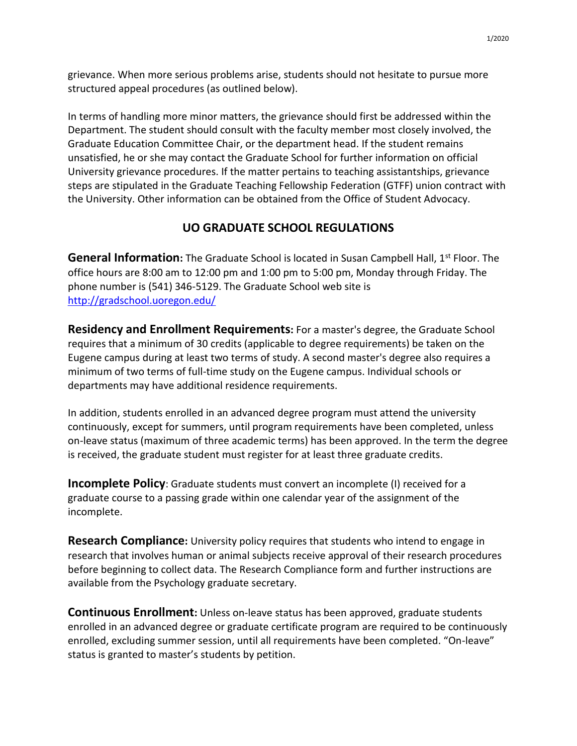grievance. When more serious problems arise, students should not hesitate to pursue more structured appeal procedures (as outlined below).

In terms of handling more minor matters, the grievance should first be addressed within the Department. The student should consult with the faculty member most closely involved, the Graduate Education Committee Chair, or the department head. If the student remains unsatisfied, he or she may contact the Graduate School for further information on official University grievance procedures. If the matter pertains to teaching assistantships, grievance steps are stipulated in the Graduate Teaching Fellowship Federation (GTFF) union contract with the University. Other information can be obtained from the Office of Student Advocacy.

## UO GRADUATE SCHOOL REGULATIONS

**General Information:** The Graduate School is located in Susan Campbell Hall, 1st Floor. The office hours are 8:00 am to 12:00 pm and 1:00 pm to 5:00 pm, Monday through Friday. The phone number is (541) 346-5129. The Graduate School web site is http://gradschool.uoregon.edu/

**Residency and Enrollment Requirements:** For a master's degree, the Graduate School requires that a minimum of 30 credits (applicable to degree requirements) be taken on the Eugene campus during at least two terms of study. A second master's degree also requires a minimum of two terms of full-time study on the Eugene campus. Individual schools or departments may have additional residence requirements.

In addition, students enrolled in an advanced degree program must attend the university continuously, except for summers, until program requirements have been completed, unless on-leave status (maximum of three academic terms) has been approved. In the term the degree is received, the graduate student must register for at least three graduate credits.

**Incomplete Policy**: Graduate students must convert an incomplete (I) received for a graduate course to a passing grade within one calendar year of the assignment of the incomplete.

**Research Compliance:** University policy requires that students who intend to engage in research that involves human or animal subjects receive approval of their research procedures before beginning to collect data. The Research Compliance form and further instructions are available from the Psychology graduate secretary.

**Continuous Enrollment:** Unless on-leave status has been approved, graduate students enrolled in an advanced degree or graduate certificate program are required to be continuously enrolled, excluding summer session, until all requirements have been completed. "On-leave" status is granted to master's students by petition.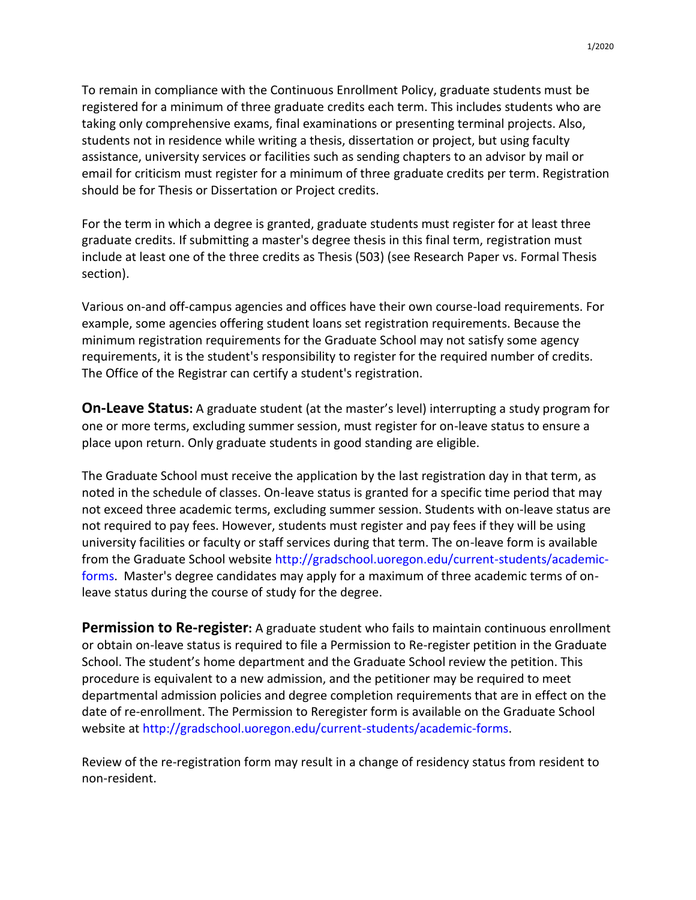To remain in compliance with the Continuous Enrollment Policy, graduate students must be registered for a minimum of three graduate credits each term. This includes students who are taking only comprehensive exams, final examinations or presenting terminal projects. Also, students not in residence while writing a thesis, dissertation or project, but using faculty assistance, university services or facilities such as sending chapters to an advisor by mail or email for criticism must register for a minimum of three graduate credits per term. Registration should be for Thesis or Dissertation or Project credits.

For the term in which a degree is granted, graduate students must register for at least three graduate credits. If submitting a master's degree thesis in this final term, registration must include at least one of the three credits as Thesis (503) (see Research Paper vs. Formal Thesis section).

Various on-and off-campus agencies and offices have their own course-load requirements. For example, some agencies offering student loans set registration requirements. Because the minimum registration requirements for the Graduate School may not satisfy some agency requirements, it is the student's responsibility to register for the required number of credits. The Office of the Registrar can certify a student's registration.

**On-Leave Status:** A graduate student (at the master's level) interrupting a study program for one or more terms, excluding summer session, must register for on-leave status to ensure a place upon return. Only graduate students in good standing are eligible.

The Graduate School must receive the application by the last registration day in that term, as noted in the schedule of classes. On-leave status is granted for a specific time period that may not exceed three academic terms, excluding summer session. Students with on-leave status are not required to pay fees. However, students must register and pay fees if they will be using university facilities or faculty or staff services during that term. The on-leave form is available from the Graduate School website http://gradschool.uoregon.edu/current-students/academic-forms. Master's degree candidates may apply for a maximum of three academic terms of on-leave status during the course of study for the degree.

**Permission to Re-register:** A graduate student who fails to maintain continuous enrollment or obtain on-leave status is required to file a Permission to Re-register petition in the Graduate School. The student's home department and the Graduate School review the petition. This procedure is equivalent to a new admission, and the petitioner may be required to meet departmental admission policies and degree completion requirements that are in effect on the date of re-enrollment. The Permission to Reregister form is available on the Graduate School website at http://gradschool.uoregon.edu/current-students/academic-forms.

Review of the re-registration form may result in a change of residency status from resident to non-resident.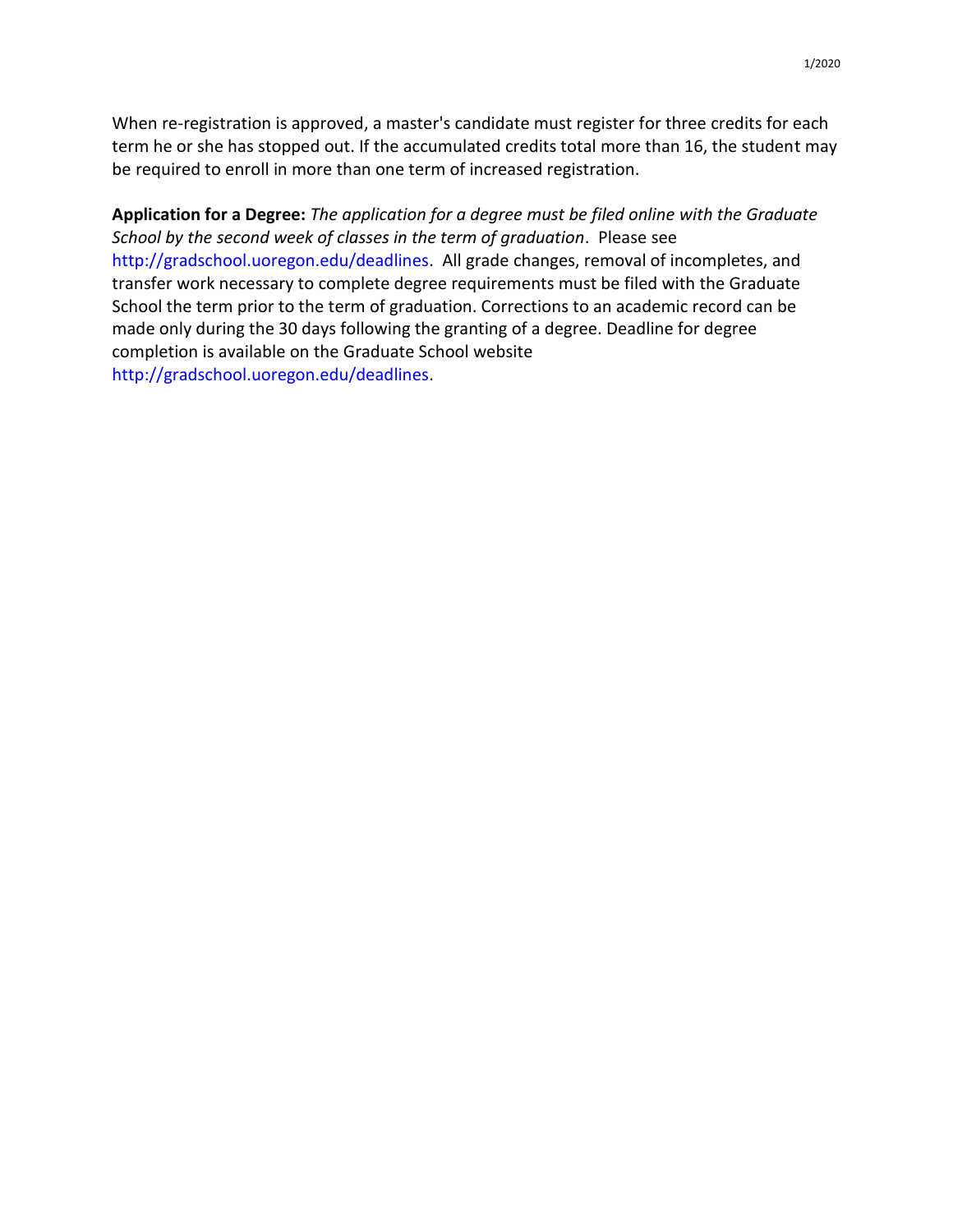When re-registration is approved, a master's candidate must register for three credits for each term he or she has stopped out. If the accumulated credits total more than 16, the student may be required to enroll in more than one term of increased registration.

**Application for a Degree:** *The application for a degree must be filed online with the Graduate School by the second week of classes in the term of graduation*. Please see http://gradschool.uoregon.edu/deadlines. All grade changes, removal of incompletes, and transfer work necessary to complete degree requirements must be filed with the Graduate School the term prior to the term of graduation. Corrections to an academic record can be made only during the 30 days following the granting of a degree. Deadline for degree completion is available on the Graduate School website http://gradschool.uoregon.edu/deadlines.